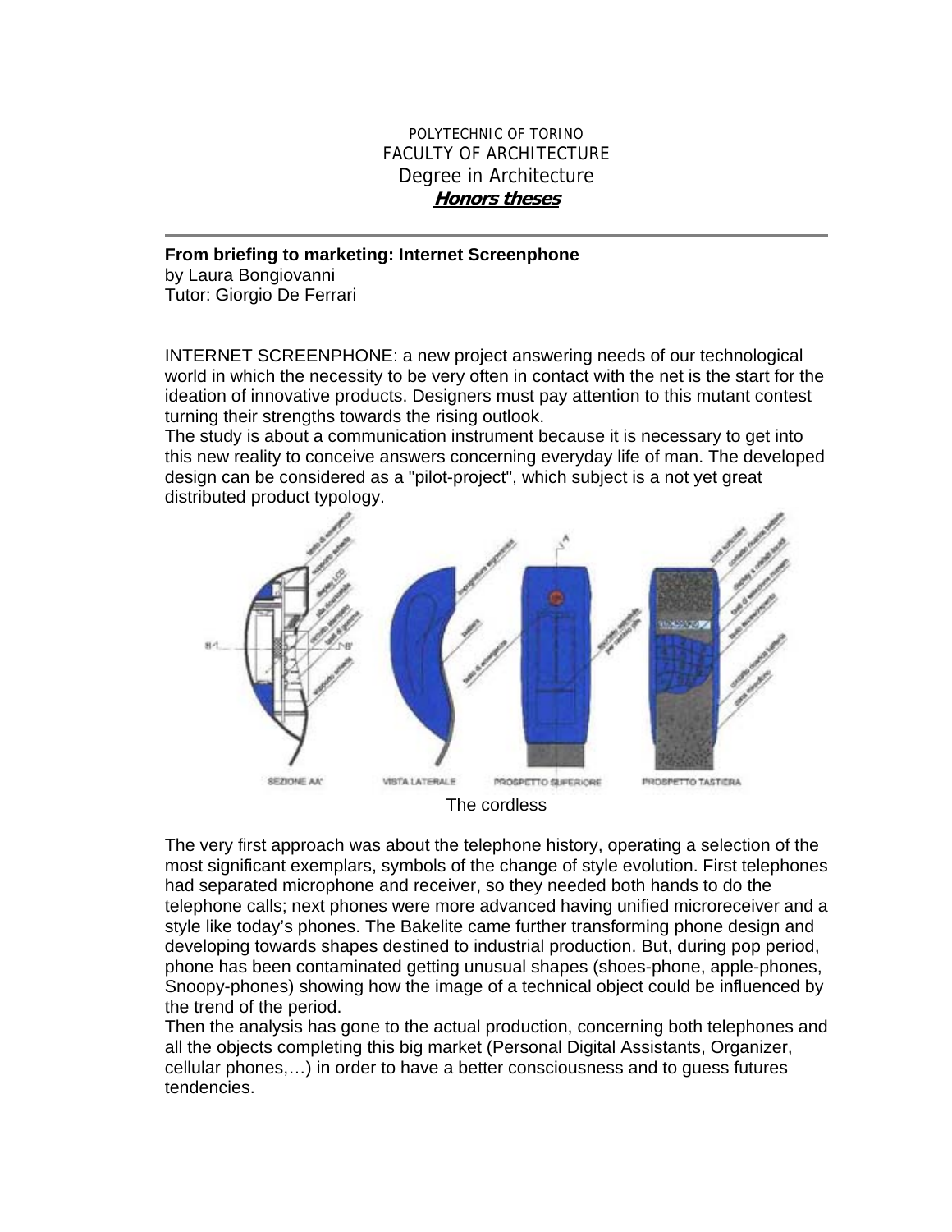POLYTECHNIC OF TORINO
FACULTY OF ARCHITECTURE
Degree in Architecture
***Honors theses***

---

**From briefing to marketing: Internet Screenphone**
by Laura Bongiovanni
Tutor: Giorgio De Ferrari

INTERNET SCREENPHONE: a new project answering needs of our technological world in which the necessity to be very often in contact with the net is the start for the ideation of innovative products. Designers must pay attention to this mutant contest turning their strengths towards the rising outlook.
The study is about a communication instrument because it is necessary to get into this new reality to conceive answers concerning everyday life of man. The developed design can be considered as a "pilot-project", which subject is a not yet great distributed product typology.

SEZIONE AA' VISTA LATERALE PROSPETTO SUPERIORE PROSPETTO TASTIERA

The cordless

The very first approach was about the telephone history, operating a selection of the most significant exemplars, symbols of the change of style evolution. First telephones had separated microphone and receiver, so they needed both hands to do the telephone calls; next phones were more advanced having unified microreceiver and a style like today's phones. The Bakelite came further transforming phone design and developing towards shapes destined to industrial production. But, during pop period, phone has been contaminated getting unusual shapes (shoes-phone, apple-phones, Snoopy-phones) showing how the image of a technical object could be influenced by the trend of the period.
Then the analysis has gone to the actual production, concerning both telephones and all the objects completing this big market (Personal Digital Assistants, Organizer, cellular phones,…) in order to have a better consciousness and to guess futures tendencies.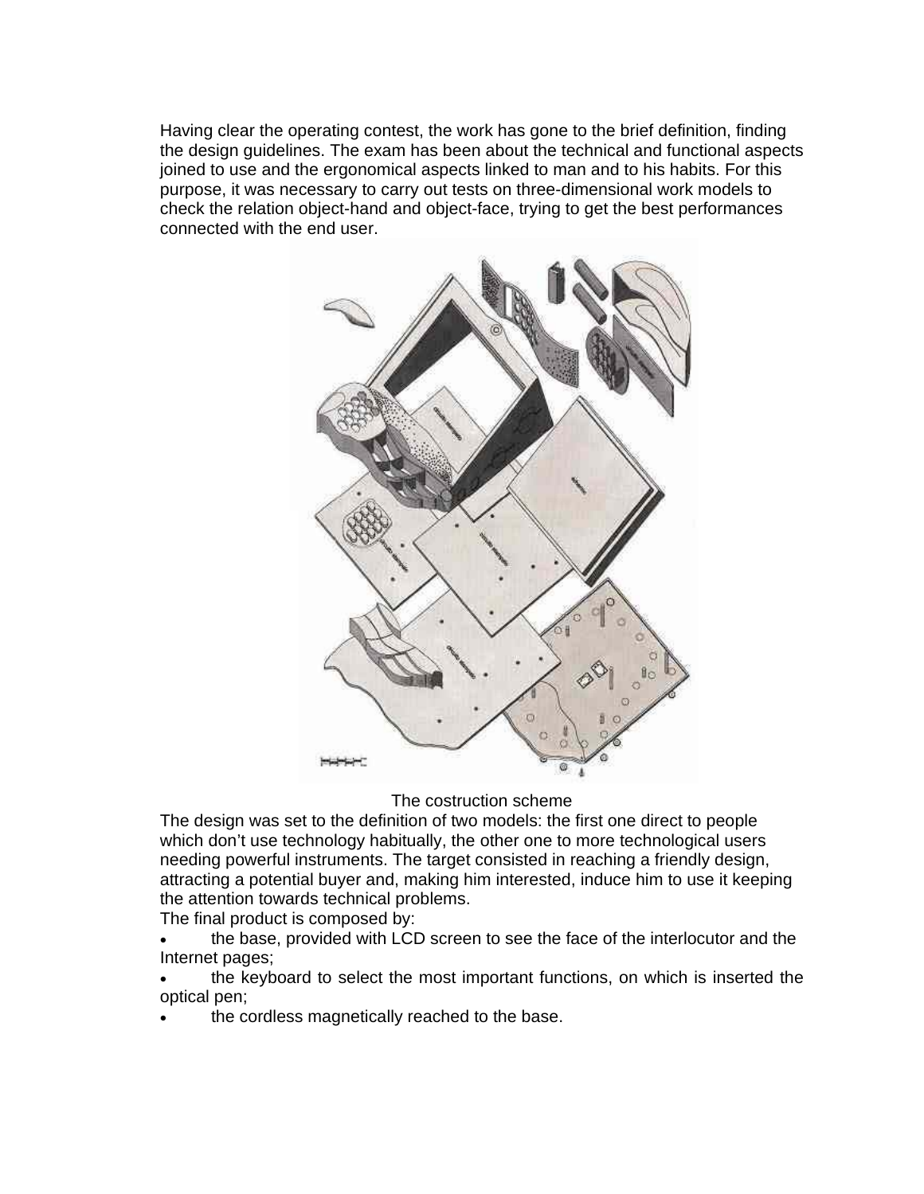Having clear the operating contest, the work has gone to the brief definition, finding the design guidelines. The exam has been about the technical and functional aspects joined to use and the ergonomical aspects linked to man and to his habits. For this purpose, it was necessary to carry out tests on three-dimensional work models to check the relation object-hand and object-face, trying to get the best performances connected with the end user.

The costruction scheme

The design was set to the definition of two models: the first one direct to people which don't use technology habitually, the other one to more technological users needing powerful instruments. The target consisted in reaching a friendly design, attracting a potential buyer and, making him interested, induce him to use it keeping the attention towards technical problems.

The final product is composed by:

- the base, provided with LCD screen to see the face of the interlocutor and the Internet pages;
- the keyboard to select the most important functions, on which is inserted the optical pen;
- the cordless magnetically reached to the base.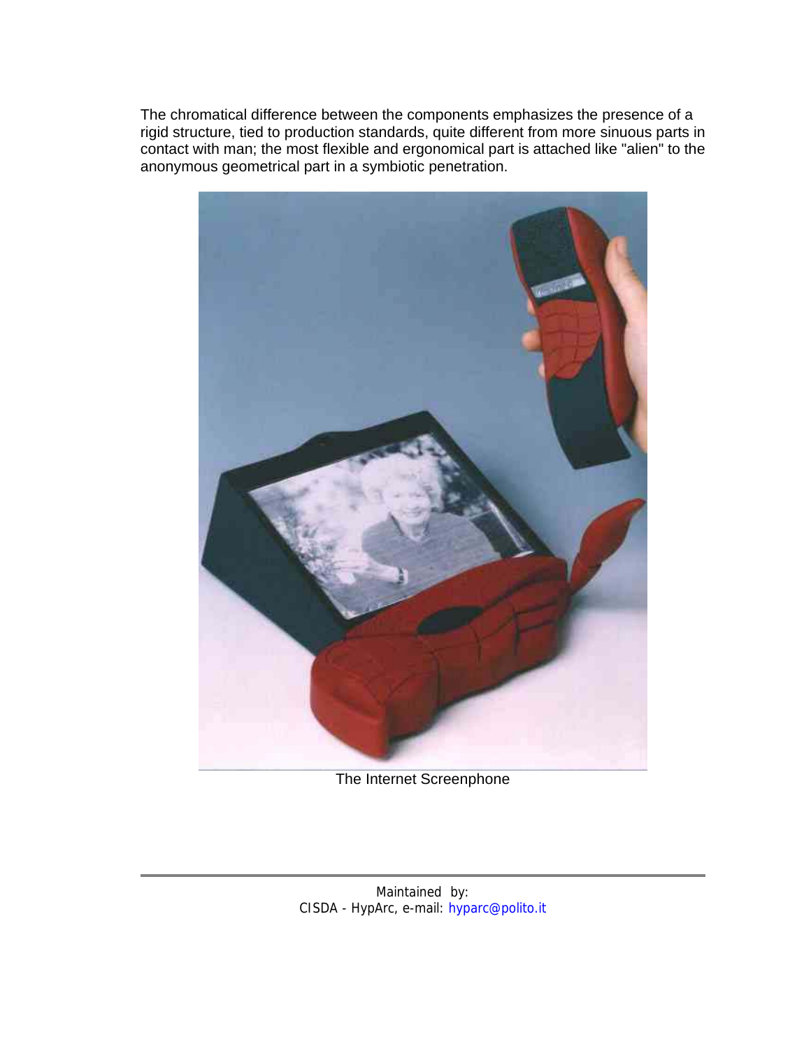The chromatical difference between the components emphasizes the presence of a rigid structure, tied to production standards, quite different from more sinuous parts in contact with man; the most flexible and ergonomical part is attached like "alien" to the anonymous geometrical part in a symbiotic penetration.

The Internet Screenphone

Maintained by:
CISDA - HypArc, e-mail: hyparc@polito.it